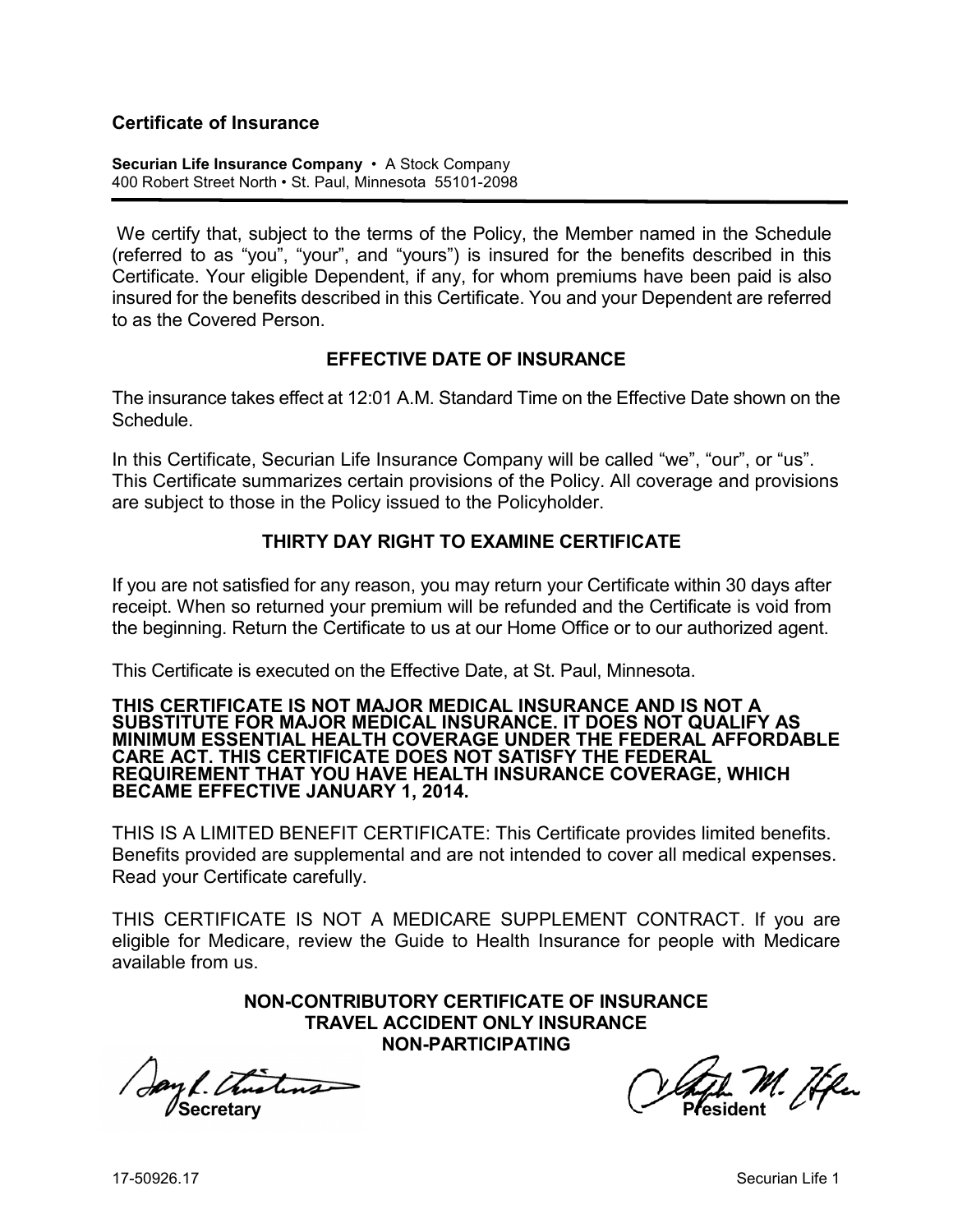# Certificate of Insurance

**Securian Life Insurance Company** • A Stock Company
400 Robert Street North • St. Paul, Minnesota 55101-2098

We certify that, subject to the terms of the Policy, the Member named in the Schedule (referred to as "you", "your", and "yours") is insured for the benefits described in this Certificate. Your eligible Dependent, if any, for whom premiums have been paid is also insured for the benefits described in this Certificate. You and your Dependent are referred to as the Covered Person.

## EFFECTIVE DATE OF INSURANCE

The insurance takes effect at 12:01 A.M. Standard Time on the Effective Date shown on the Schedule.

In this Certificate, Securian Life Insurance Company will be called "we", "our", or "us". This Certificate summarizes certain provisions of the Policy. All coverage and provisions are subject to those in the Policy issued to the Policyholder.

## THIRTY DAY RIGHT TO EXAMINE CERTIFICATE

If you are not satisfied for any reason, you may return your Certificate within 30 days after receipt. When so returned your premium will be refunded and the Certificate is void from the beginning. Return the Certificate to us at our Home Office or to our authorized agent.

This Certificate is executed on the Effective Date, at St. Paul, Minnesota.

**THIS CERTIFICATE IS NOT MAJOR MEDICAL INSURANCE AND IS NOT A SUBSTITUTE FOR MAJOR MEDICAL INSURANCE. IT DOES NOT QUALIFY AS MINIMUM ESSENTIAL HEALTH COVERAGE UNDER THE FEDERAL AFFORDABLE CARE ACT. THIS CERTIFICATE DOES NOT SATISFY THE FEDERAL REQUIREMENT THAT YOU HAVE HEALTH INSURANCE COVERAGE, WHICH BECAME EFFECTIVE JANUARY 1, 2014.**

THIS IS A LIMITED BENEFIT CERTIFICATE: This Certificate provides limited benefits. Benefits provided are supplemental and are not intended to cover all medical expenses. Read your Certificate carefully.

THIS CERTIFICATE IS NOT A MEDICARE SUPPLEMENT CONTRACT. If you are eligible for Medicare, review the Guide to Health Insurance for people with Medicare available from us.

**NON-CONTRIBUTORY CERTIFICATE OF INSURANCE**
**TRAVEL ACCIDENT ONLY INSURANCE**
**NON-PARTICIPATING**

**Secretary** **President**

17-50926.17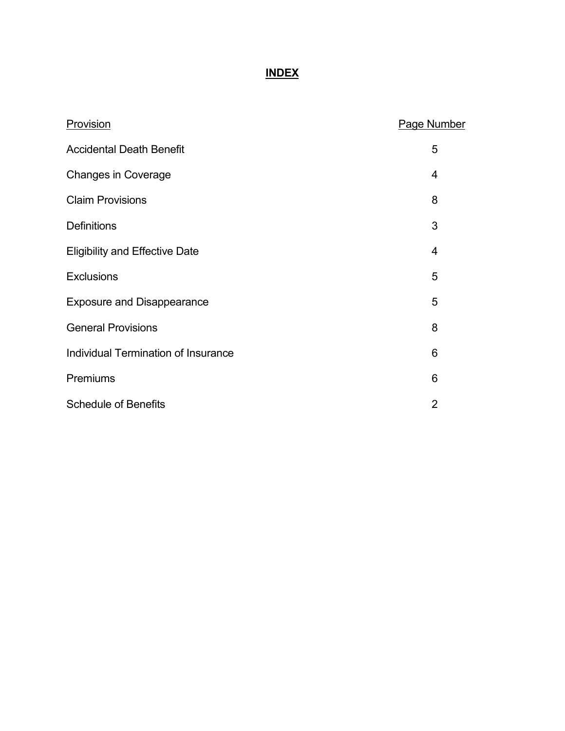# INDEX

| Provision | Page Number |
| --- | --- |
| Accidental Death Benefit | 5 |
| Changes in Coverage | 4 |
| Claim Provisions | 8 |
| Definitions | 3 |
| Eligibility and Effective Date | 4 |
| Exclusions | 5 |
| Exposure and Disappearance | 5 |
| General Provisions | 8 |
| Individual Termination of Insurance | 6 |
| Premiums | 6 |
| Schedule of Benefits | 2 |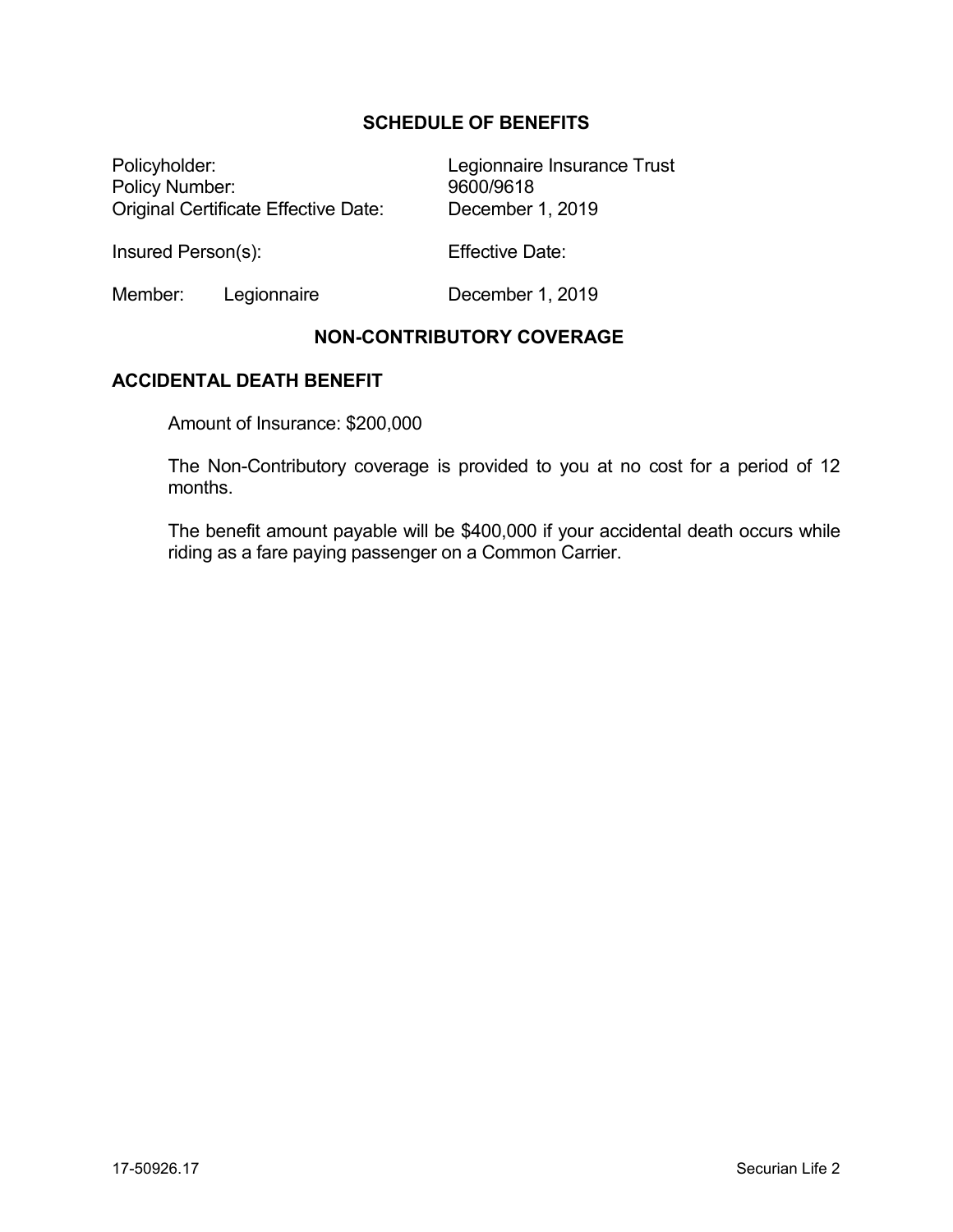# SCHEDULE OF BENEFITS

| | |
|---|---|
| Policyholder: | Legionnaire Insurance Trust |
| Policy Number: | 9600/9618 |
| Original Certificate Effective Date: | December 1, 2019 |

| Insured Person(s): | | Effective Date: |
|---|---|---|
| Member: | Legionnaire | December 1, 2019 |

## NON-CONTRIBUTORY COVERAGE

### ACCIDENTAL DEATH BENEFIT

Amount of Insurance: $200,000

The Non-Contributory coverage is provided to you at no cost for a period of 12 months.

The benefit amount payable will be $400,000 if your accidental death occurs while riding as a fare paying passenger on a Common Carrier.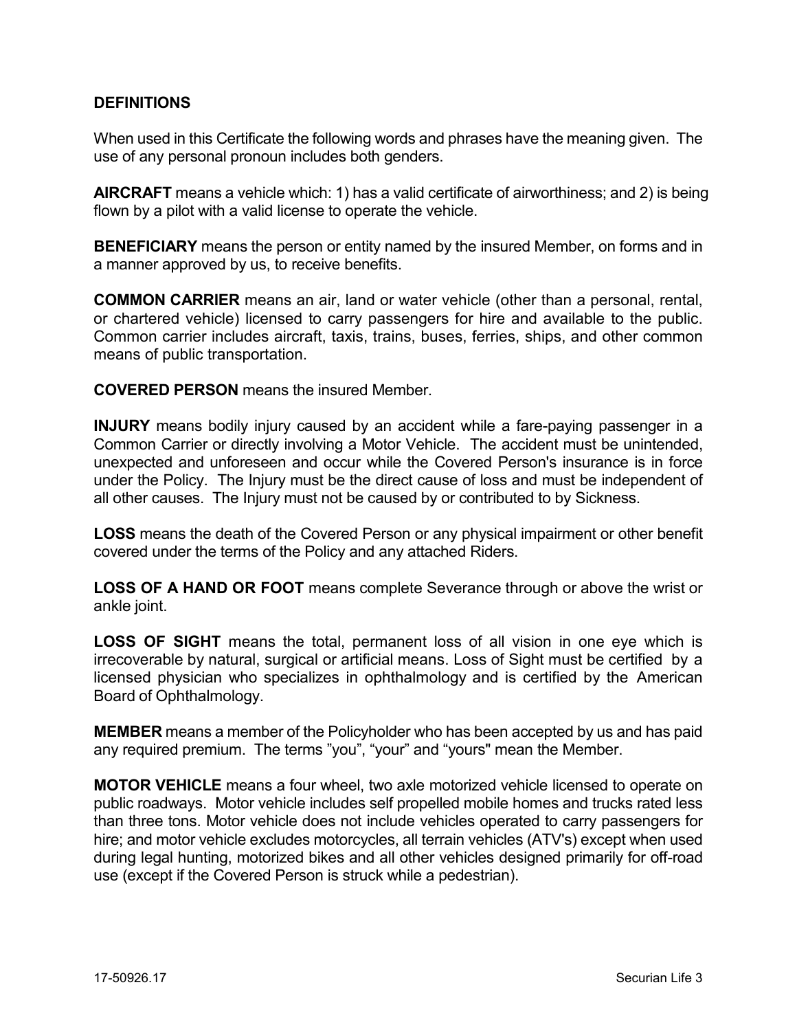## DEFINITIONS

When used in this Certificate the following words and phrases have the meaning given. The use of any personal pronoun includes both genders.

**AIRCRAFT** means a vehicle which: 1) has a valid certificate of airworthiness; and 2) is being flown by a pilot with a valid license to operate the vehicle.

**BENEFICIARY** means the person or entity named by the insured Member, on forms and in a manner approved by us, to receive benefits.

**COMMON CARRIER** means an air, land or water vehicle (other than a personal, rental, or chartered vehicle) licensed to carry passengers for hire and available to the public. Common carrier includes aircraft, taxis, trains, buses, ferries, ships, and other common means of public transportation.

**COVERED PERSON** means the insured Member.

**INJURY** means bodily injury caused by an accident while a fare-paying passenger in a Common Carrier or directly involving a Motor Vehicle. The accident must be unintended, unexpected and unforeseen and occur while the Covered Person's insurance is in force under the Policy. The Injury must be the direct cause of loss and must be independent of all other causes. The Injury must not be caused by or contributed to by Sickness.

**LOSS** means the death of the Covered Person or any physical impairment or other benefit covered under the terms of the Policy and any attached Riders.

**LOSS OF A HAND OR FOOT** means complete Severance through or above the wrist or ankle joint.

**LOSS OF SIGHT** means the total, permanent loss of all vision in one eye which is irrecoverable by natural, surgical or artificial means. Loss of Sight must be certified by a licensed physician who specializes in ophthalmology and is certified by the American Board of Ophthalmology.

**MEMBER** means a member of the Policyholder who has been accepted by us and has paid any required premium. The terms "you", "your" and "yours" mean the Member.

**MOTOR VEHICLE** means a four wheel, two axle motorized vehicle licensed to operate on public roadways. Motor vehicle includes self propelled mobile homes and trucks rated less than three tons. Motor vehicle does not include vehicles operated to carry passengers for hire; and motor vehicle excludes motorcycles, all terrain vehicles (ATV's) except when used during legal hunting, motorized bikes and all other vehicles designed primarily for off-road use (except if the Covered Person is struck while a pedestrian).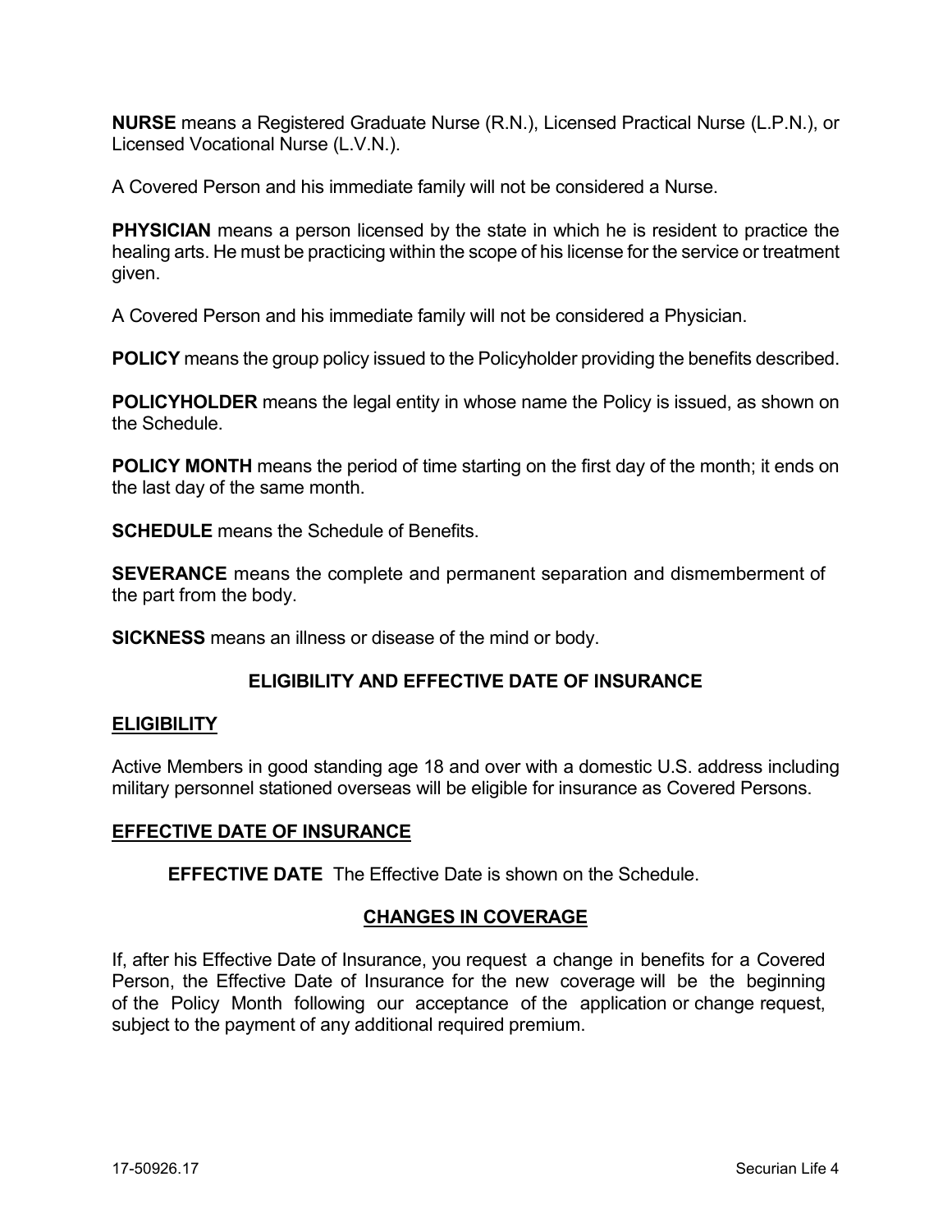**NURSE** means a Registered Graduate Nurse (R.N.), Licensed Practical Nurse (L.P.N.), or Licensed Vocational Nurse (L.V.N.).

A Covered Person and his immediate family will not be considered a Nurse.

**PHYSICIAN** means a person licensed by the state in which he is resident to practice the healing arts. He must be practicing within the scope of his license for the service or treatment given.

A Covered Person and his immediate family will not be considered a Physician.

**POLICY** means the group policy issued to the Policyholder providing the benefits described.

**POLICYHOLDER** means the legal entity in whose name the Policy is issued, as shown on the Schedule.

**POLICY MONTH** means the period of time starting on the first day of the month; it ends on the last day of the same month.

**SCHEDULE** means the Schedule of Benefits.

**SEVERANCE** means the complete and permanent separation and dismemberment of the part from the body.

**SICKNESS** means an illness or disease of the mind or body.

## ELIGIBILITY AND EFFECTIVE DATE OF INSURANCE

### ELIGIBILITY

Active Members in good standing age 18 and over with a domestic U.S. address including military personnel stationed overseas will be eligible for insurance as Covered Persons.

### EFFECTIVE DATE OF INSURANCE

**EFFECTIVE DATE** The Effective Date is shown on the Schedule.

### CHANGES IN COVERAGE

If, after his Effective Date of Insurance, you request a change in benefits for a Covered Person, the Effective Date of Insurance for the new coverage will be the beginning of the Policy Month following our acceptance of the application or change request, subject to the payment of any additional required premium.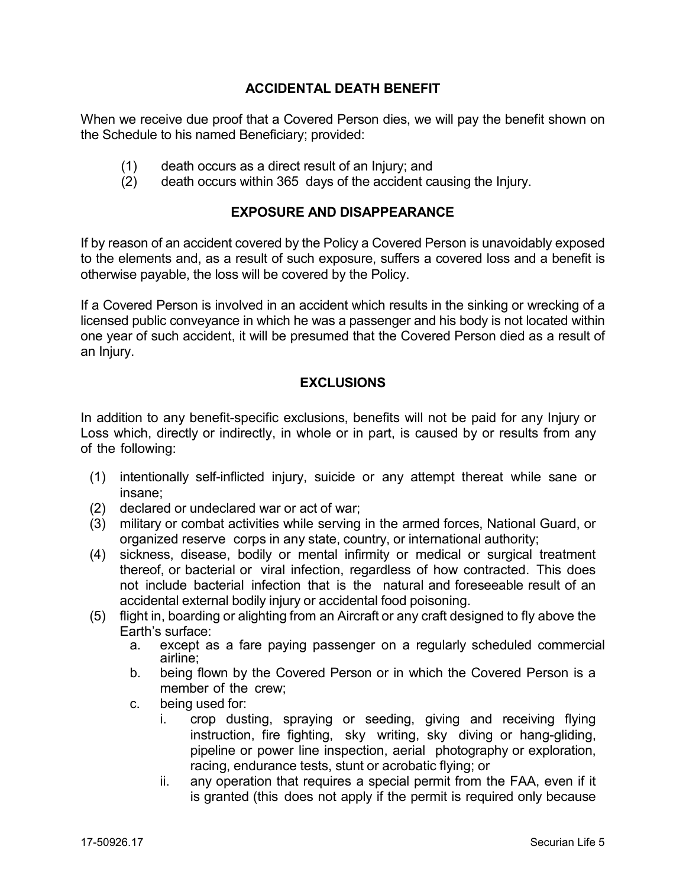## ACCIDENTAL DEATH BENEFIT

When we receive due proof that a Covered Person dies, we will pay the benefit shown on the Schedule to his named Beneficiary; provided:

(1) death occurs as a direct result of an Injury; and
(2) death occurs within 365 days of the accident causing the Injury.

## EXPOSURE AND DISAPPEARANCE

If by reason of an accident covered by the Policy a Covered Person is unavoidably exposed to the elements and, as a result of such exposure, suffers a covered loss and a benefit is otherwise payable, the loss will be covered by the Policy.

If a Covered Person is involved in an accident which results in the sinking or wrecking of a licensed public conveyance in which he was a passenger and his body is not located within one year of such accident, it will be presumed that the Covered Person died as a result of an Injury.

## EXCLUSIONS

In addition to any benefit-specific exclusions, benefits will not be paid for any Injury or Loss which, directly or indirectly, in whole or in part, is caused by or results from any of the following:

(1) intentionally self-inflicted injury, suicide or any attempt thereat while sane or insane;
(2) declared or undeclared war or act of war;
(3) military or combat activities while serving in the armed forces, National Guard, or organized reserve corps in any state, country, or international authority;
(4) sickness, disease, bodily or mental infirmity or medical or surgical treatment thereof, or bacterial or viral infection, regardless of how contracted. This does not include bacterial infection that is the natural and foreseeable result of an accidental external bodily injury or accidental food poisoning.
(5) flight in, boarding or alighting from an Aircraft or any craft designed to fly above the Earth's surface:
    a. except as a fare paying passenger on a regularly scheduled commercial airline;
    b. being flown by the Covered Person or in which the Covered Person is a member of the crew;
    c. being used for:
        i. crop dusting, spraying or seeding, giving and receiving flying instruction, fire fighting, sky writing, sky diving or hang-gliding, pipeline or power line inspection, aerial photography or exploration, racing, endurance tests, stunt or acrobatic flying; or
        ii. any operation that requires a special permit from the FAA, even if it is granted (this does not apply if the permit is required only because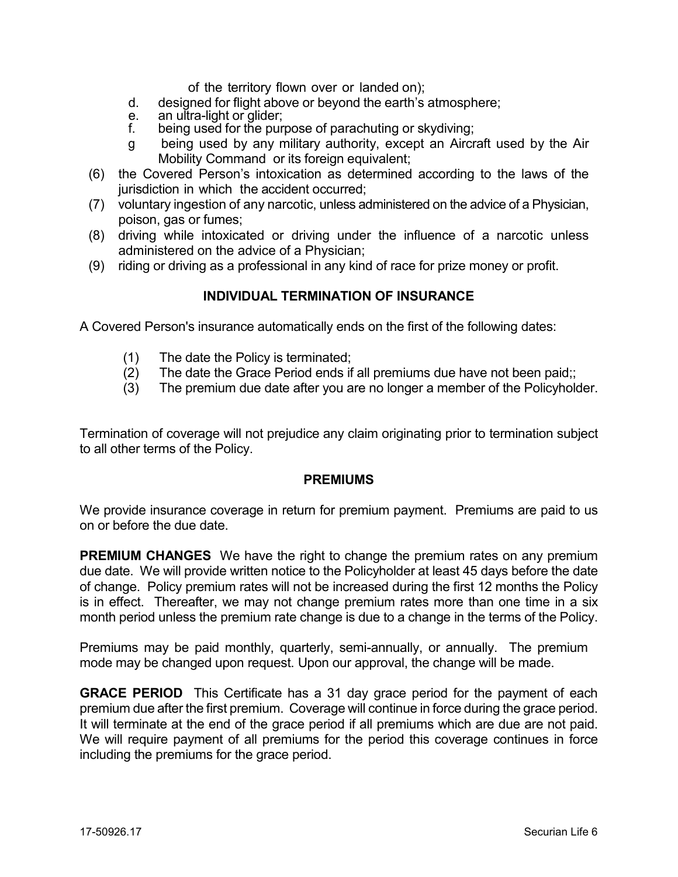of the territory flown over or landed on);

d. designed for flight above or beyond the earth's atmosphere;
e. an ultra-light or glider;
f. being used for the purpose of parachuting or skydiving;
g being used by any military authority, except an Aircraft used by the Air Mobility Command or its foreign equivalent;

(6) the Covered Person's intoxication as determined according to the laws of the jurisdiction in which the accident occurred;
(7) voluntary ingestion of any narcotic, unless administered on the advice of a Physician, poison, gas or fumes;
(8) driving while intoxicated or driving under the influence of a narcotic unless administered on the advice of a Physician;
(9) riding or driving as a professional in any kind of race for prize money or profit.

## INDIVIDUAL TERMINATION OF INSURANCE

A Covered Person's insurance automatically ends on the first of the following dates:

(1) The date the Policy is terminated;
(2) The date the Grace Period ends if all premiums due have not been paid;;
(3) The premium due date after you are no longer a member of the Policyholder.

Termination of coverage will not prejudice any claim originating prior to termination subject to all other terms of the Policy.

## PREMIUMS

We provide insurance coverage in return for premium payment. Premiums are paid to us on or before the due date.

**PREMIUM CHANGES** We have the right to change the premium rates on any premium due date. We will provide written notice to the Policyholder at least 45 days before the date of change. Policy premium rates will not be increased during the first 12 months the Policy is in effect. Thereafter, we may not change premium rates more than one time in a six month period unless the premium rate change is due to a change in the terms of the Policy.

Premiums may be paid monthly, quarterly, semi-annually, or annually. The premium mode may be changed upon request. Upon our approval, the change will be made.

**GRACE PERIOD** This Certificate has a 31 day grace period for the payment of each premium due after the first premium. Coverage will continue in force during the grace period. It will terminate at the end of the grace period if all premiums which are due are not paid. We will require payment of all premiums for the period this coverage continues in force including the premiums for the grace period.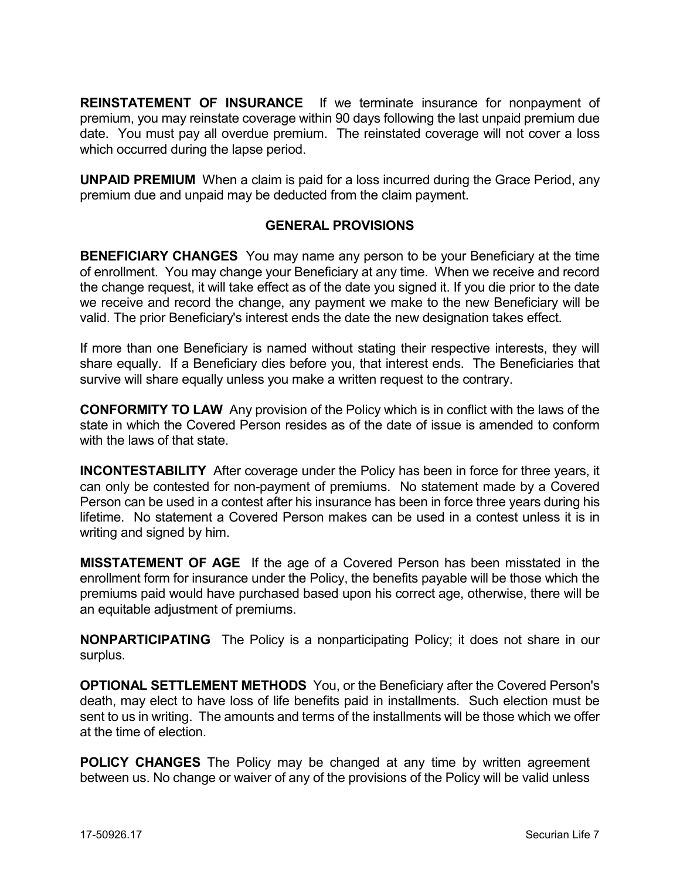**REINSTATEMENT OF INSURANCE** If we terminate insurance for nonpayment of premium, you may reinstate coverage within 90 days following the last unpaid premium due date. You must pay all overdue premium. The reinstated coverage will not cover a loss which occurred during the lapse period.

**UNPAID PREMIUM** When a claim is paid for a loss incurred during the Grace Period, any premium due and unpaid may be deducted from the claim payment.

## GENERAL PROVISIONS

**BENEFICIARY CHANGES** You may name any person to be your Beneficiary at the time of enrollment. You may change your Beneficiary at any time. When we receive and record the change request, it will take effect as of the date you signed it. If you die prior to the date we receive and record the change, any payment we make to the new Beneficiary will be valid. The prior Beneficiary's interest ends the date the new designation takes effect.

If more than one Beneficiary is named without stating their respective interests, they will share equally. If a Beneficiary dies before you, that interest ends. The Beneficiaries that survive will share equally unless you make a written request to the contrary.

**CONFORMITY TO LAW** Any provision of the Policy which is in conflict with the laws of the state in which the Covered Person resides as of the date of issue is amended to conform with the laws of that state.

**INCONTESTABILITY** After coverage under the Policy has been in force for three years, it can only be contested for non-payment of premiums. No statement made by a Covered Person can be used in a contest after his insurance has been in force three years during his lifetime. No statement a Covered Person makes can be used in a contest unless it is in writing and signed by him.

**MISSTATEMENT OF AGE** If the age of a Covered Person has been misstated in the enrollment form for insurance under the Policy, the benefits payable will be those which the premiums paid would have purchased based upon his correct age, otherwise, there will be an equitable adjustment of premiums.

**NONPARTICIPATING** The Policy is a nonparticipating Policy; it does not share in our surplus.

**OPTIONAL SETTLEMENT METHODS** You, or the Beneficiary after the Covered Person's death, may elect to have loss of life benefits paid in installments. Such election must be sent to us in writing. The amounts and terms of the installments will be those which we offer at the time of election.

**POLICY CHANGES** The Policy may be changed at any time by written agreement between us. No change or waiver of any of the provisions of the Policy will be valid unless

17-50926.17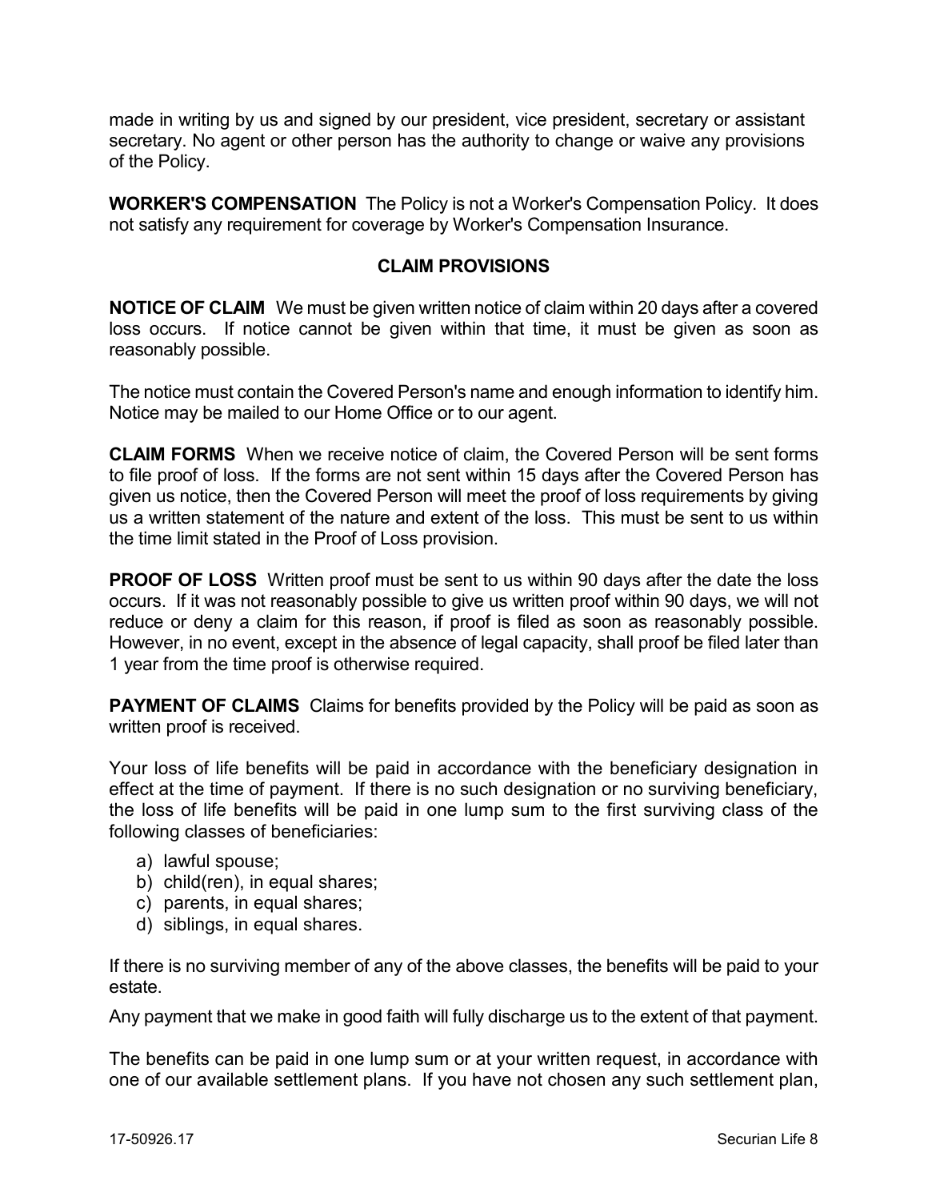made in writing by us and signed by our president, vice president, secretary or assistant secretary. No agent or other person has the authority to change or waive any provisions of the Policy.

**WORKER'S COMPENSATION** The Policy is not a Worker's Compensation Policy. It does not satisfy any requirement for coverage by Worker's Compensation Insurance.

## CLAIM PROVISIONS

**NOTICE OF CLAIM** We must be given written notice of claim within 20 days after a covered loss occurs. If notice cannot be given within that time, it must be given as soon as reasonably possible.

The notice must contain the Covered Person's name and enough information to identify him. Notice may be mailed to our Home Office or to our agent.

**CLAIM FORMS** When we receive notice of claim, the Covered Person will be sent forms to file proof of loss. If the forms are not sent within 15 days after the Covered Person has given us notice, then the Covered Person will meet the proof of loss requirements by giving us a written statement of the nature and extent of the loss. This must be sent to us within the time limit stated in the Proof of Loss provision.

**PROOF OF LOSS** Written proof must be sent to us within 90 days after the date the loss occurs. If it was not reasonably possible to give us written proof within 90 days, we will not reduce or deny a claim for this reason, if proof is filed as soon as reasonably possible. However, in no event, except in the absence of legal capacity, shall proof be filed later than 1 year from the time proof is otherwise required.

**PAYMENT OF CLAIMS** Claims for benefits provided by the Policy will be paid as soon as written proof is received.

Your loss of life benefits will be paid in accordance with the beneficiary designation in effect at the time of payment. If there is no such designation or no surviving beneficiary, the loss of life benefits will be paid in one lump sum to the first surviving class of the following classes of beneficiaries:

a) lawful spouse;
b) child(ren), in equal shares;
c) parents, in equal shares;
d) siblings, in equal shares.

If there is no surviving member of any of the above classes, the benefits will be paid to your estate.

Any payment that we make in good faith will fully discharge us to the extent of that payment.

The benefits can be paid in one lump sum or at your written request, in accordance with one of our available settlement plans. If you have not chosen any such settlement plan,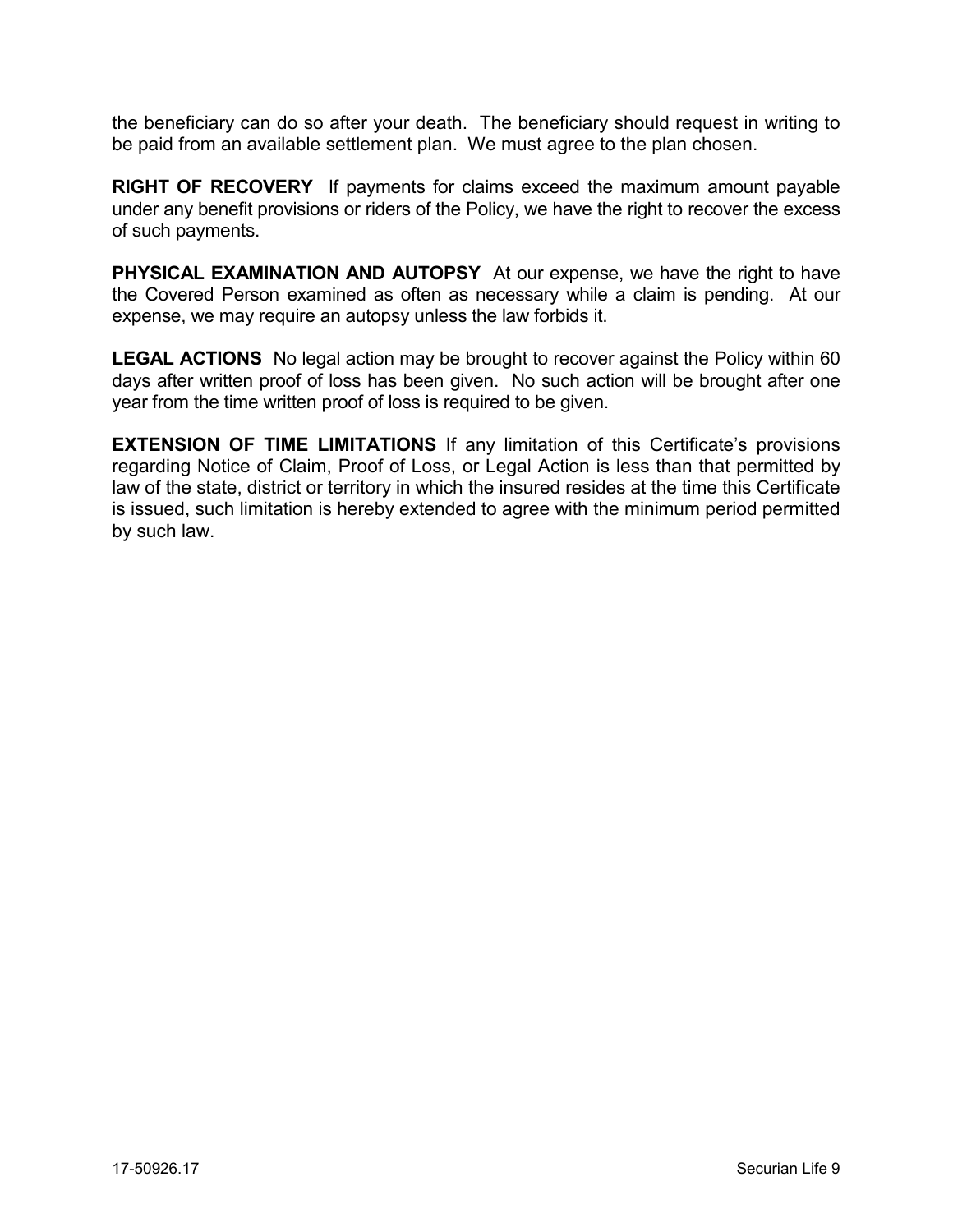the beneficiary can do so after your death. The beneficiary should request in writing to be paid from an available settlement plan. We must agree to the plan chosen.

**RIGHT OF RECOVERY** If payments for claims exceed the maximum amount payable under any benefit provisions or riders of the Policy, we have the right to recover the excess of such payments.

**PHYSICAL EXAMINATION AND AUTOPSY** At our expense, we have the right to have the Covered Person examined as often as necessary while a claim is pending. At our expense, we may require an autopsy unless the law forbids it.

**LEGAL ACTIONS** No legal action may be brought to recover against the Policy within 60 days after written proof of loss has been given. No such action will be brought after one year from the time written proof of loss is required to be given.

**EXTENSION OF TIME LIMITATIONS** If any limitation of this Certificate's provisions regarding Notice of Claim, Proof of Loss, or Legal Action is less than that permitted by law of the state, district or territory in which the insured resides at the time this Certificate is issued, such limitation is hereby extended to agree with the minimum period permitted by such law.

17-50926.17